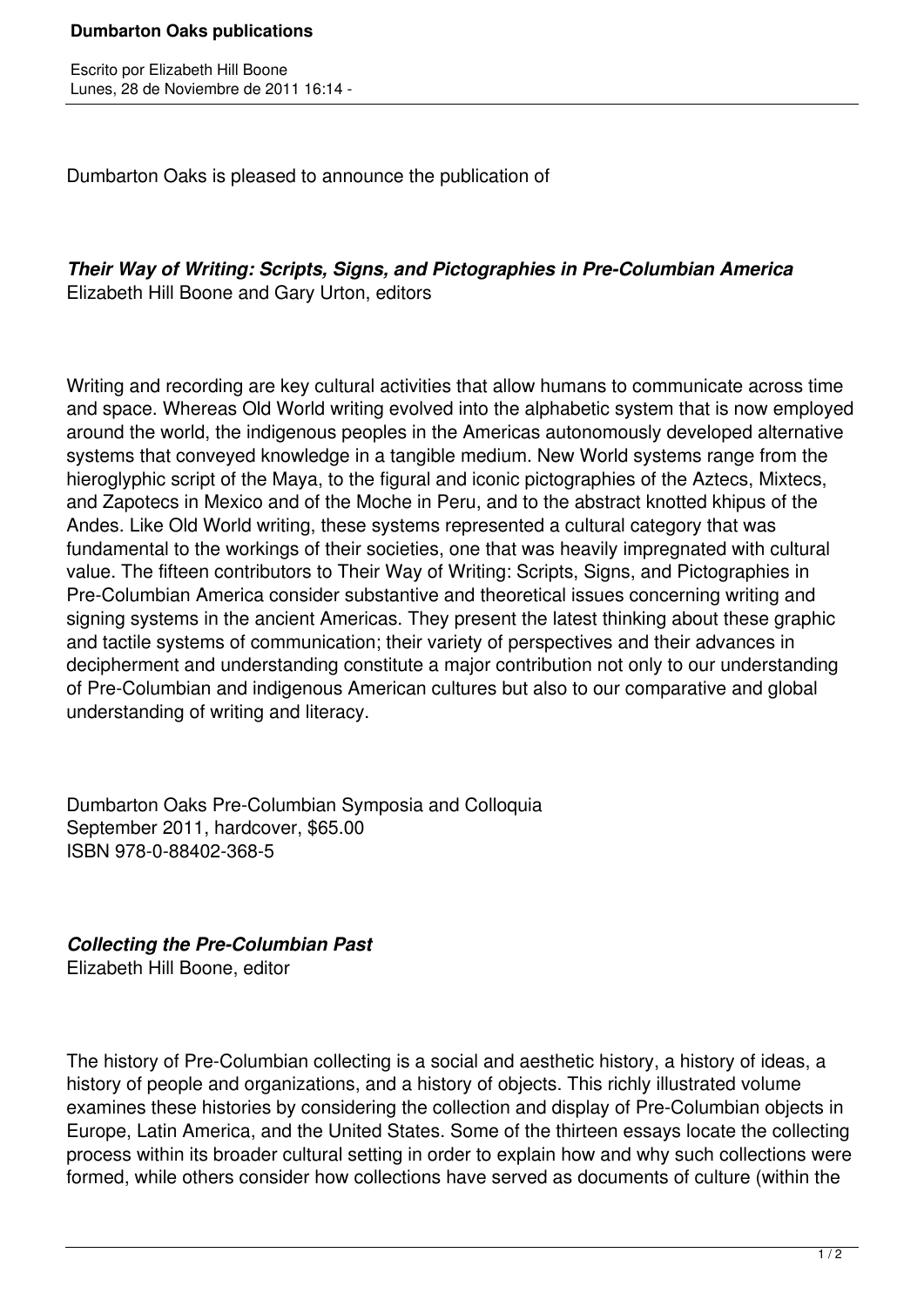Dumbarton Oaks is pleased to announce the publication of

***Their Way of Writing: Scripts, Signs, and Pictographies in Pre-Columbian America***
Elizabeth Hill Boone and Gary Urton, editors

Writing and recording are key cultural activities that allow humans to communicate across time and space. Whereas Old World writing evolved into the alphabetic system that is now employed around the world, the indigenous peoples in the Americas autonomously developed alternative systems that conveyed knowledge in a tangible medium. New World systems range from the hieroglyphic script of the Maya, to the figural and iconic pictographies of the Aztecs, Mixtecs, and Zapotecs in Mexico and of the Moche in Peru, and to the abstract knotted khipus of the Andes. Like Old World writing, these systems represented a cultural category that was fundamental to the workings of their societies, one that was heavily impregnated with cultural value. The fifteen contributors to Their Way of Writing: Scripts, Signs, and Pictographies in Pre-Columbian America consider substantive and theoretical issues concerning writing and signing systems in the ancient Americas. They present the latest thinking about these graphic and tactile systems of communication; their variety of perspectives and their advances in decipherment and understanding constitute a major contribution not only to our understanding of Pre-Columbian and indigenous American cultures but also to our comparative and global understanding of writing and literacy.

Dumbarton Oaks Pre-Columbian Symposia and Colloquia
September 2011, hardcover, $65.00
ISBN 978-0-88402-368-5

***Collecting the Pre-Columbian Past***
Elizabeth Hill Boone, editor

The history of Pre-Columbian collecting is a social and aesthetic history, a history of ideas, a history of people and organizations, and a history of objects. This richly illustrated volume examines these histories by considering the collection and display of Pre-Columbian objects in Europe, Latin America, and the United States. Some of the thirteen essays locate the collecting process within its broader cultural setting in order to explain how and why such collections were formed, while others consider how collections have served as documents of culture (within the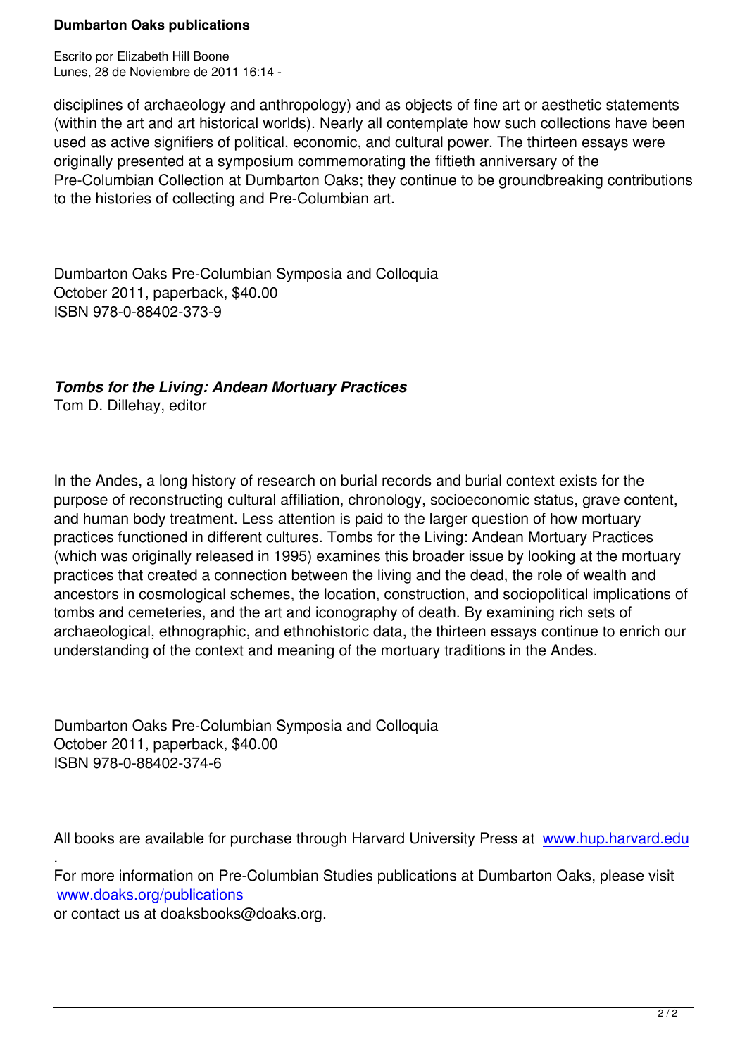disciplines of archaeology and anthropology) and as objects of fine art or aesthetic statements (within the art and art historical worlds). Nearly all contemplate how such collections have been used as active signifiers of political, economic, and cultural power. The thirteen essays were originally presented at a symposium commemorating the fiftieth anniversary of the Pre-Columbian Collection at Dumbarton Oaks; they continue to be groundbreaking contributions to the histories of collecting and Pre-Columbian art.

Dumbarton Oaks Pre-Columbian Symposia and Colloquia
October 2011, paperback, $40.00
ISBN 978-0-88402-373-9

***Tombs for the Living: Andean Mortuary Practices***
Tom D. Dillehay, editor

In the Andes, a long history of research on burial records and burial context exists for the purpose of reconstructing cultural affiliation, chronology, socioeconomic status, grave content, and human body treatment. Less attention is paid to the larger question of how mortuary practices functioned in different cultures. Tombs for the Living: Andean Mortuary Practices (which was originally released in 1995) examines this broader issue by looking at the mortuary practices that created a connection between the living and the dead, the role of wealth and ancestors in cosmological schemes, the location, construction, and sociopolitical implications of tombs and cemeteries, and the art and iconography of death. By examining rich sets of archaeological, ethnographic, and ethnohistoric data, the thirteen essays continue to enrich our understanding of the context and meaning of the mortuary traditions in the Andes.

Dumbarton Oaks Pre-Columbian Symposia and Colloquia
October 2011, paperback, $40.00
ISBN 978-0-88402-374-6

All books are available for purchase through Harvard University Press at [www.hup.harvard.edu](http://www.hup.harvard.edu).

For more information on Pre-Columbian Studies publications at Dumbarton Oaks, please visit [www.doaks.org/publications](http://www.doaks.org/publications) or contact us at doaksbooks@doaks.org.